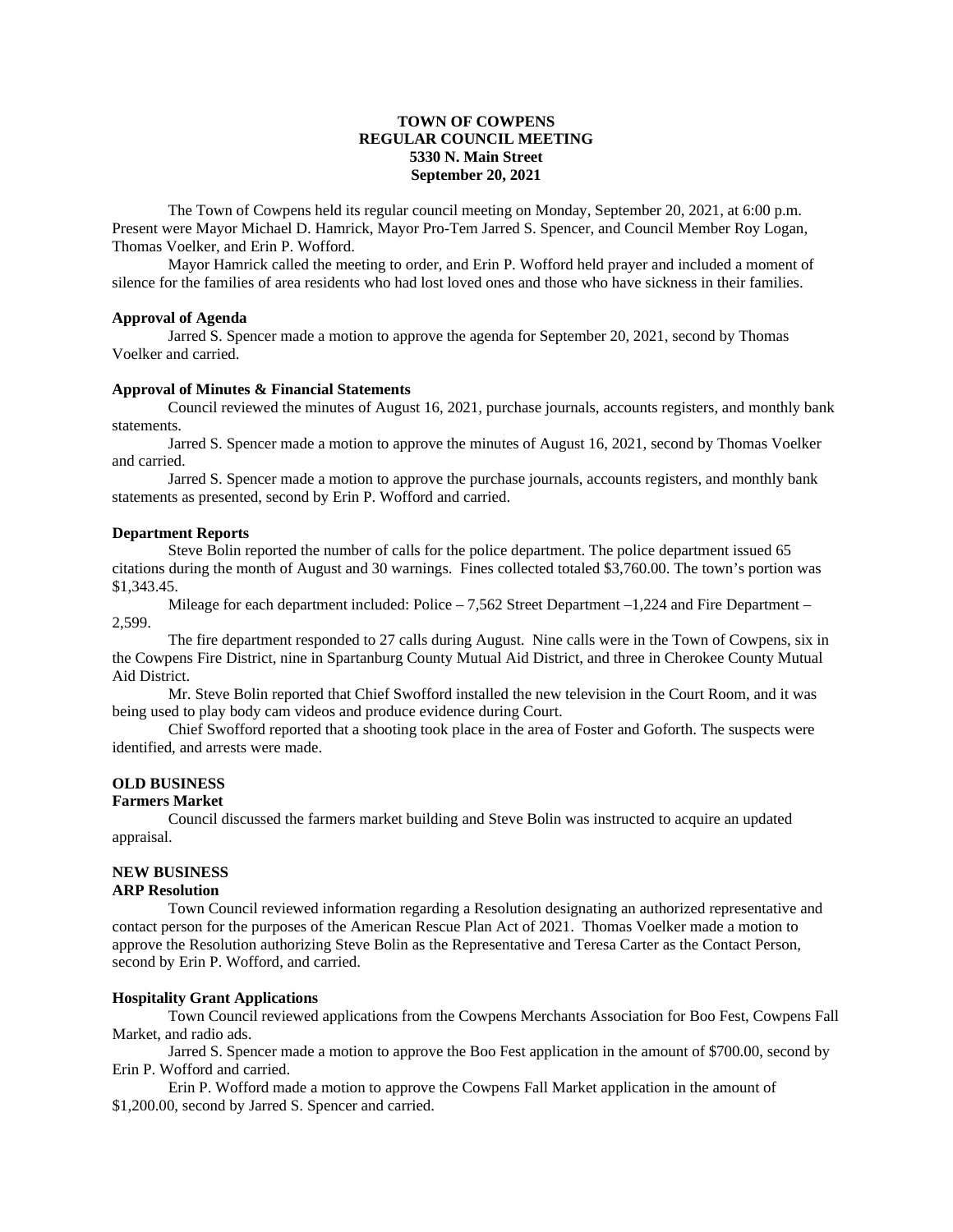**TOWN OF COWPENS**
**REGULAR COUNCIL MEETING**
**5330 N. Main Street**
**September 20, 2021**

The Town of Cowpens held its regular council meeting on Monday, September 20, 2021, at 6:00 p.m. Present were Mayor Michael D. Hamrick, Mayor Pro-Tem Jarred S. Spencer, and Council Member Roy Logan, Thomas Voelker, and Erin P. Wofford.

Mayor Hamrick called the meeting to order, and Erin P. Wofford held prayer and included a moment of silence for the families of area residents who had lost loved ones and those who have sickness in their families.

**Approval of Agenda**

Jarred S. Spencer made a motion to approve the agenda for September 20, 2021, second by Thomas Voelker and carried.

**Approval of Minutes & Financial Statements**

Council reviewed the minutes of August 16, 2021, purchase journals, accounts registers, and monthly bank statements.

Jarred S. Spencer made a motion to approve the minutes of August 16, 2021, second by Thomas Voelker and carried.

Jarred S. Spencer made a motion to approve the purchase journals, accounts registers, and monthly bank statements as presented, second by Erin P. Wofford and carried.

**Department Reports**

Steve Bolin reported the number of calls for the police department. The police department issued 65 citations during the month of August and 30 warnings. Fines collected totaled $3,760.00. The town's portion was $1,343.45.

Mileage for each department included: Police – 7,562 Street Department –1,224 and Fire Department – 2,599.

The fire department responded to 27 calls during August. Nine calls were in the Town of Cowpens, six in the Cowpens Fire District, nine in Spartanburg County Mutual Aid District, and three in Cherokee County Mutual Aid District.

Mr. Steve Bolin reported that Chief Swofford installed the new television in the Court Room, and it was being used to play body cam videos and produce evidence during Court.

Chief Swofford reported that a shooting took place in the area of Foster and Goforth. The suspects were identified, and arrests were made.

**OLD BUSINESS**

**Farmers Market**

Council discussed the farmers market building and Steve Bolin was instructed to acquire an updated appraisal.

**NEW BUSINESS**

**ARP Resolution**

Town Council reviewed information regarding a Resolution designating an authorized representative and contact person for the purposes of the American Rescue Plan Act of 2021. Thomas Voelker made a motion to approve the Resolution authorizing Steve Bolin as the Representative and Teresa Carter as the Contact Person, second by Erin P. Wofford, and carried.

**Hospitality Grant Applications**

Town Council reviewed applications from the Cowpens Merchants Association for Boo Fest, Cowpens Fall Market, and radio ads.

Jarred S. Spencer made a motion to approve the Boo Fest application in the amount of $700.00, second by Erin P. Wofford and carried.

Erin P. Wofford made a motion to approve the Cowpens Fall Market application in the amount of $1,200.00, second by Jarred S. Spencer and carried.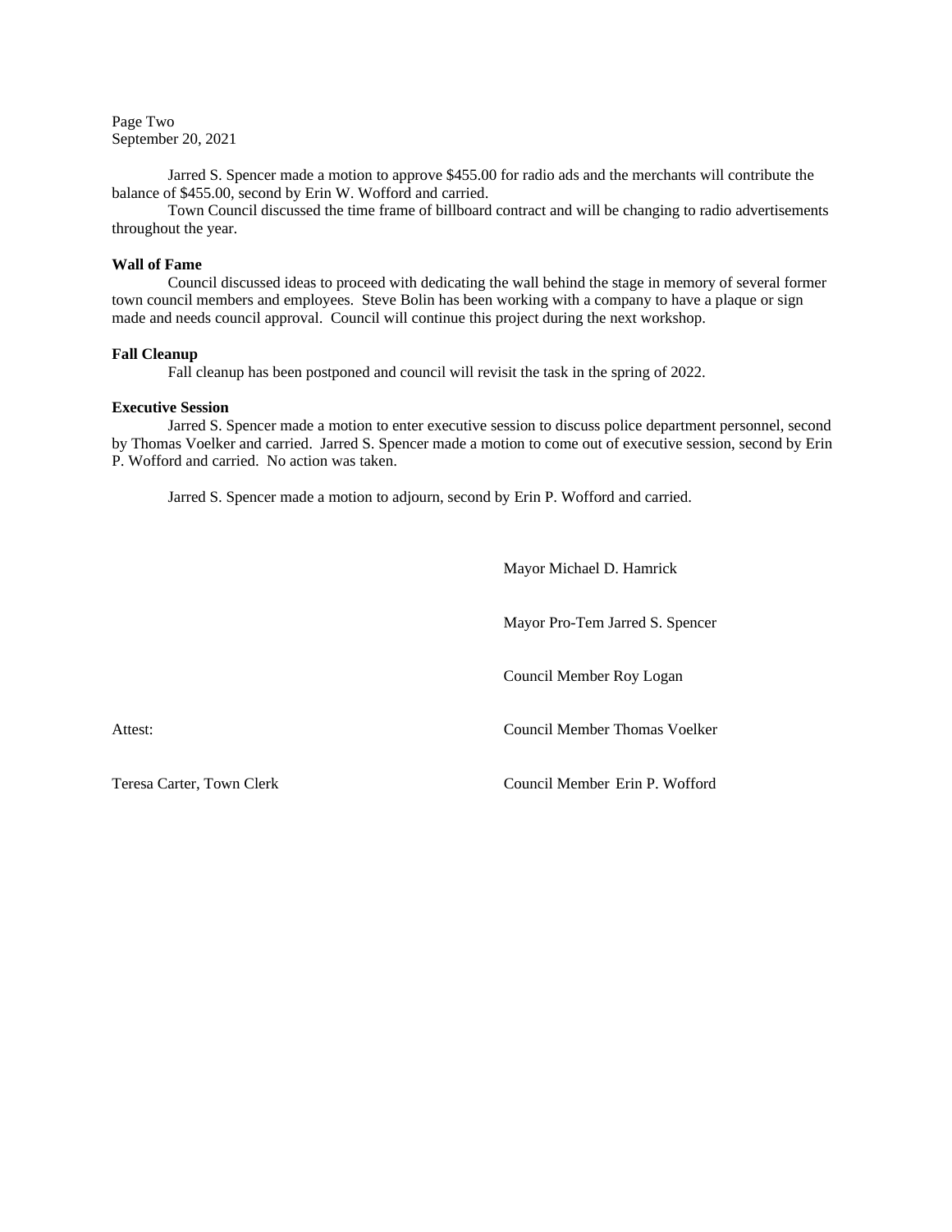Page Two
September 20, 2021

Jarred S. Spencer made a motion to approve $455.00 for radio ads and the merchants will contribute the balance of $455.00, second by Erin W. Wofford and carried.

Town Council discussed the time frame of billboard contract and will be changing to radio advertisements throughout the year.

**Wall of Fame**

Council discussed ideas to proceed with dedicating the wall behind the stage in memory of several former town council members and employees. Steve Bolin has been working with a company to have a plaque or sign made and needs council approval. Council will continue this project during the next workshop.

**Fall Cleanup**

Fall cleanup has been postponed and council will revisit the task in the spring of 2022.

**Executive Session**

Jarred S. Spencer made a motion to enter executive session to discuss police department personnel, second by Thomas Voelker and carried. Jarred S. Spencer made a motion to come out of executive session, second by Erin P. Wofford and carried. No action was taken.

Jarred S. Spencer made a motion to adjourn, second by Erin P. Wofford and carried.

Mayor Michael D. Hamrick

Mayor Pro-Tem Jarred S. Spencer

Council Member Roy Logan

Attest:

Council Member Thomas Voelker

Teresa Carter, Town Clerk

Council Member Erin P. Wofford